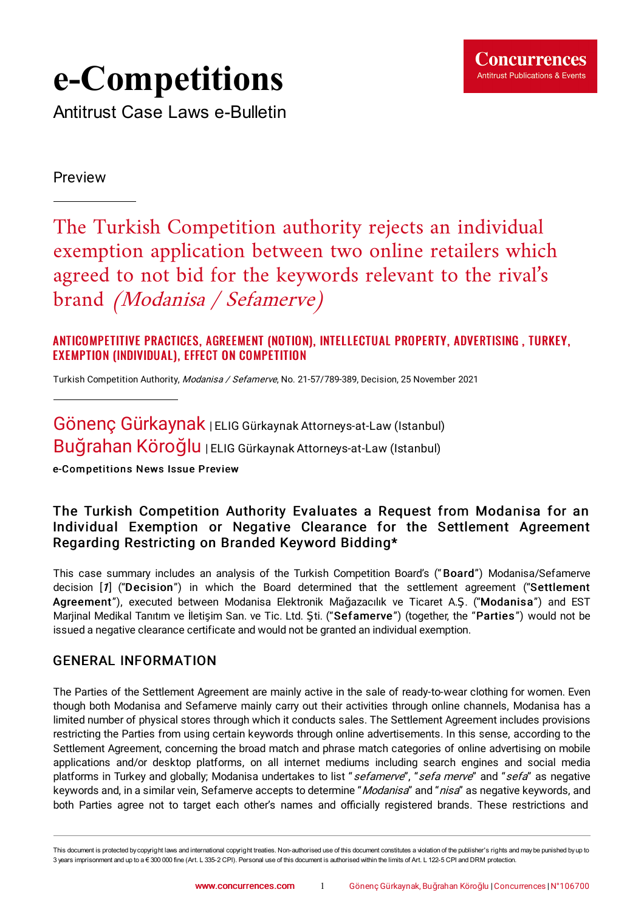# e-Competitions

Antitrust Case Laws e-Bulletin

Preview

## The Turkish Competition authority rejects an individual exemption application between two online retailers which agreed to not bid for the keywords relevant to the rival's brand *(Modanisa / Sefamerve)*

**ANTICOMPETITIVE PRACTICES, AGREEMENT (NOTION), INTELLECTUAL PROPERTY, ADVERTISING , TURKEY, EXEMPTION (INDIVIDUAL), EFFECT ON COMPETITION**

Turkish Competition Authority, *Modanisa / Sefamerve*, No. 21-57/789-389, Decision, 25 November 2021

Gönenç Gürkaynak | ELIG Gürkaynak Attorneys-at-Law (Istanbul)
Buğrahan Köroğlu | ELIG Gürkaynak Attorneys-at-Law (Istanbul)

**e-Competitions News Issue Preview**

### The Turkish Competition Authority Evaluates a Request from Modanisa for an Individual Exemption or Negative Clearance for the Settlement Agreement Regarding Restricting on Branded Keyword Bidding*

This case summary includes an analysis of the Turkish Competition Board's ("**Board**") Modanisa/Sefamerve decision [*1*] ("**Decision**") in which the Board determined that the settlement agreement ("**Settlement Agreement**"), executed between Modanisa Elektronik Mağazacılık ve Ticaret A.Ş. ("**Modanisa**") and EST Marjinal Medikal Tanıtım ve İletişim San. ve Tic. Ltd. Şti. ("**Sefamerve**") (together, the "**Parties**") would not be issued a negative clearance certificate and would not be granted an individual exemption.

### GENERAL INFORMATION

The Parties of the Settlement Agreement are mainly active in the sale of ready-to-wear clothing for women. Even though both Modanisa and Sefamerve mainly carry out their activities through online channels, Modanisa has a limited number of physical stores through which it conducts sales. The Settlement Agreement includes provisions restricting the Parties from using certain keywords through online advertisements. In this sense, according to the Settlement Agreement, concerning the broad match and phrase match categories of online advertising on mobile applications and/or desktop platforms, on all internet mediums including search engines and social media platforms in Turkey and globally; Modanisa undertakes to list "*sefamerve*", "*sefa merve*" and "*sefa*" as negative keywords and, in a similar vein, Sefamerve accepts to determine "*Modanisa*" and "*nisa*" as negative keywords, and both Parties agree not to target each other's names and officially registered brands. These restrictions and

This document is protected by copyright laws and international copyright treaties. Non-authorised use of this document constitutes a violation of the publisher's rights and may be punished by up to 3 years imprisonment and up to a € 300 000 fine (Art. L 335-2 CPI). Personal use of this document is authorised within the limits of Art. L 122-5 CPI and DRM protection.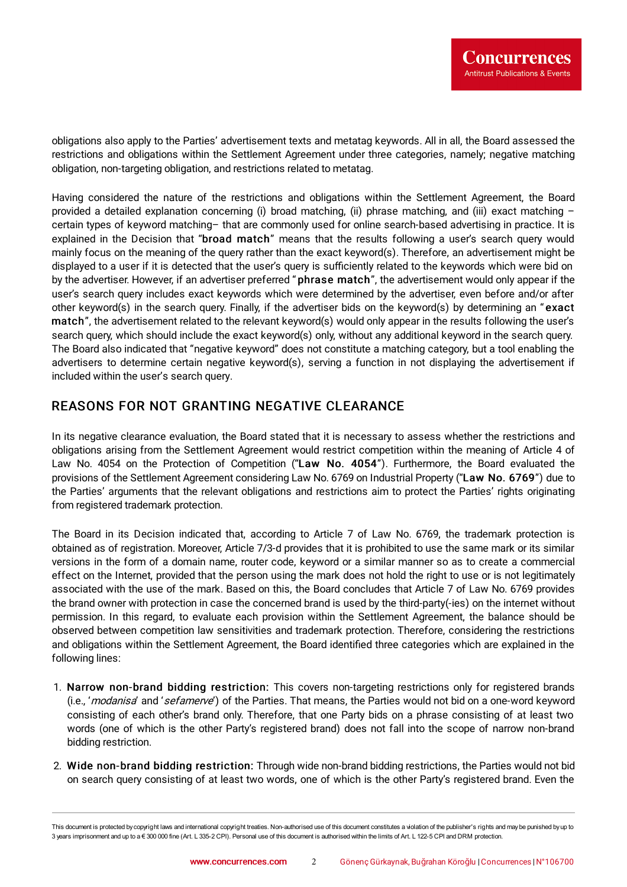obligations also apply to the Parties' advertisement texts and metatag keywords. All in all, the Board assessed the restrictions and obligations within the Settlement Agreement under three categories, namely; negative matching obligation, non-targeting obligation, and restrictions related to metatag.

Having considered the nature of the restrictions and obligations within the Settlement Agreement, the Board provided a detailed explanation concerning (i) broad matching, (ii) phrase matching, and (iii) exact matching – certain types of keyword matching– that are commonly used for online search-based advertising in practice. It is explained in the Decision that "**broad match**" means that the results following a user's search query would mainly focus on the meaning of the query rather than the exact keyword(s). Therefore, an advertisement might be displayed to a user if it is detected that the user's query is sufficiently related to the keywords which were bid on by the advertiser. However, if an advertiser preferred "**phrase match**", the advertisement would only appear if the user's search query includes exact keywords which were determined by the advertiser, even before and/or after other keyword(s) in the search query. Finally, if the advertiser bids on the keyword(s) by determining an "**exact match**", the advertisement related to the relevant keyword(s) would only appear in the results following the user's search query, which should include the exact keyword(s) only, without any additional keyword in the search query. The Board also indicated that "negative keyword" does not constitute a matching category, but a tool enabling the advertisers to determine certain negative keyword(s), serving a function in not displaying the advertisement if included within the user's search query.

## REASONS FOR NOT GRANTING NEGATIVE CLEARANCE

In its negative clearance evaluation, the Board stated that it is necessary to assess whether the restrictions and obligations arising from the Settlement Agreement would restrict competition within the meaning of Article 4 of Law No. 4054 on the Protection of Competition ("**Law No. 4054**"). Furthermore, the Board evaluated the provisions of the Settlement Agreement considering Law No. 6769 on Industrial Property ("**Law No. 6769**") due to the Parties' arguments that the relevant obligations and restrictions aim to protect the Parties' rights originating from registered trademark protection.

The Board in its Decision indicated that, according to Article 7 of Law No. 6769, the trademark protection is obtained as of registration. Moreover, Article 7/3-d provides that it is prohibited to use the same mark or its similar versions in the form of a domain name, router code, keyword or a similar manner so as to create a commercial effect on the Internet, provided that the person using the mark does not hold the right to use or is not legitimately associated with the use of the mark. Based on this, the Board concludes that Article 7 of Law No. 6769 provides the brand owner with protection in case the concerned brand is used by the third-party(-ies) on the internet without permission. In this regard, to evaluate each provision within the Settlement Agreement, the balance should be observed between competition law sensitivities and trademark protection. Therefore, considering the restrictions and obligations within the Settlement Agreement, the Board identified three categories which are explained in the following lines:

1. **Narrow non-brand bidding restriction:** This covers non-targeting restrictions only for registered brands (i.e., '*modanisa*' and '*sefamerve*') of the Parties. That means, the Parties would not bid on a one-word keyword consisting of each other's brand only. Therefore, that one Party bids on a phrase consisting of at least two words (one of which is the other Party's registered brand) does not fall into the scope of narrow non-brand bidding restriction.
2. **Wide non-brand bidding restriction:** Through wide non-brand bidding restrictions, the Parties would not bid on search query consisting of at least two words, one of which is the other Party's registered brand. Even the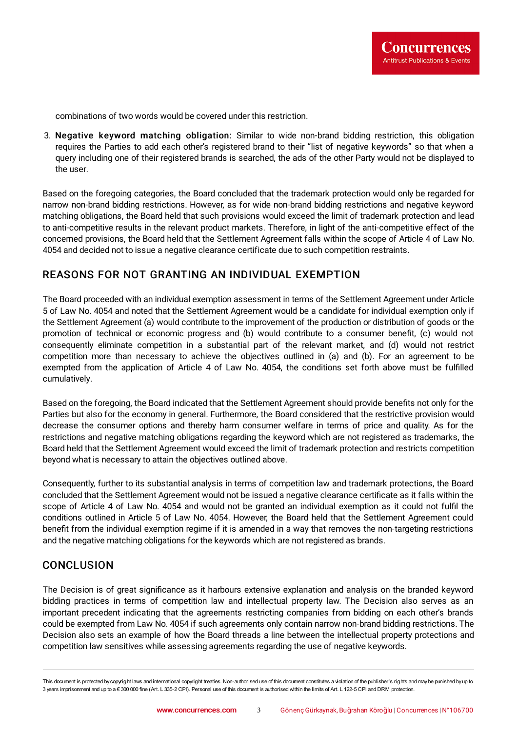combinations of two words would be covered under this restriction.

3. **Negative keyword matching obligation:** Similar to wide non-brand bidding restriction, this obligation requires the Parties to add each other's registered brand to their "list of negative keywords" so that when a query including one of their registered brands is searched, the ads of the other Party would not be displayed to the user.

Based on the foregoing categories, the Board concluded that the trademark protection would only be regarded for narrow non-brand bidding restrictions. However, as for wide non-brand bidding restrictions and negative keyword matching obligations, the Board held that such provisions would exceed the limit of trademark protection and lead to anti-competitive results in the relevant product markets. Therefore, in light of the anti-competitive effect of the concerned provisions, the Board held that the Settlement Agreement falls within the scope of Article 4 of Law No. 4054 and decided not to issue a negative clearance certificate due to such competition restraints.

## REASONS FOR NOT GRANTING AN INDIVIDUAL EXEMPTION

The Board proceeded with an individual exemption assessment in terms of the Settlement Agreement under Article 5 of Law No. 4054 and noted that the Settlement Agreement would be a candidate for individual exemption only if the Settlement Agreement (a) would contribute to the improvement of the production or distribution of goods or the promotion of technical or economic progress and (b) would contribute to a consumer benefit, (c) would not consequently eliminate competition in a substantial part of the relevant market, and (d) would not restrict competition more than necessary to achieve the objectives outlined in (a) and (b). For an agreement to be exempted from the application of Article 4 of Law No. 4054, the conditions set forth above must be fulfilled cumulatively.

Based on the foregoing, the Board indicated that the Settlement Agreement should provide benefits not only for the Parties but also for the economy in general. Furthermore, the Board considered that the restrictive provision would decrease the consumer options and thereby harm consumer welfare in terms of price and quality. As for the restrictions and negative matching obligations regarding the keyword which are not registered as trademarks, the Board held that the Settlement Agreement would exceed the limit of trademark protection and restricts competition beyond what is necessary to attain the objectives outlined above.

Consequently, further to its substantial analysis in terms of competition law and trademark protections, the Board concluded that the Settlement Agreement would not be issued a negative clearance certificate as it falls within the scope of Article 4 of Law No. 4054 and would not be granted an individual exemption as it could not fulfil the conditions outlined in Article 5 of Law No. 4054. However, the Board held that the Settlement Agreement could benefit from the individual exemption regime if it is amended in a way that removes the non-targeting restrictions and the negative matching obligations for the keywords which are not registered as brands.

## CONCLUSION

The Decision is of great significance as it harbours extensive explanation and analysis on the branded keyword bidding practices in terms of competition law and intellectual property law. The Decision also serves as an important precedent indicating that the agreements restricting companies from bidding on each other's brands could be exempted from Law No. 4054 if such agreements only contain narrow non-brand bidding restrictions. The Decision also sets an example of how the Board threads a line between the intellectual property protections and competition law sensitives while assessing agreements regarding the use of negative keywords.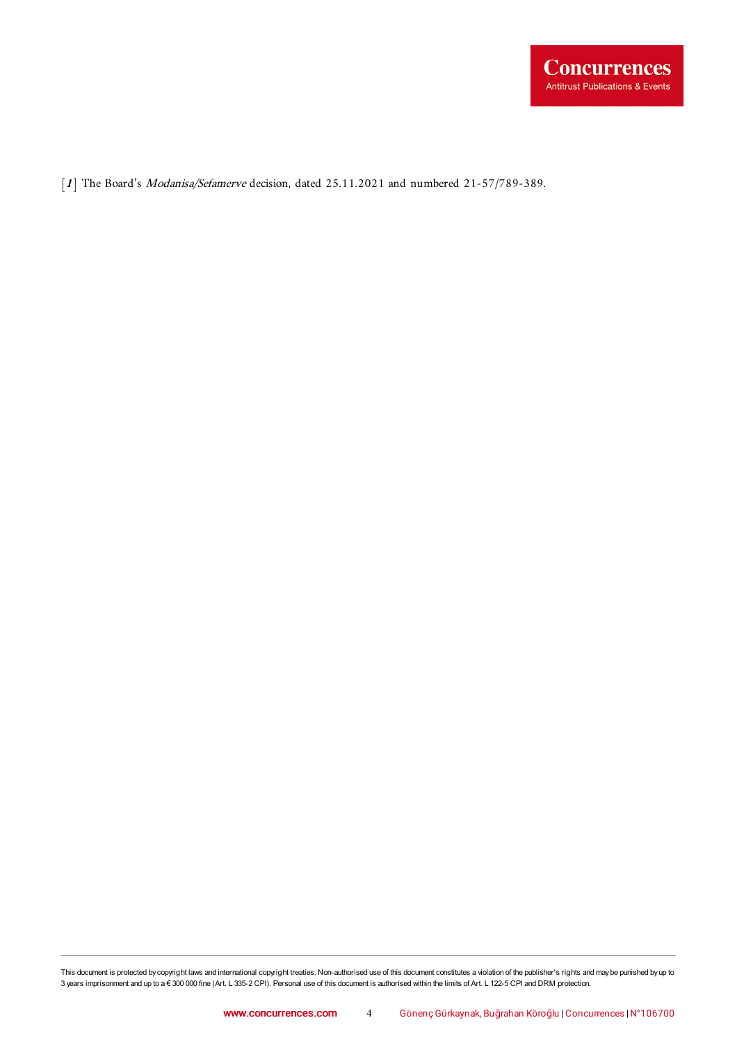[1] The Board's *Modanisa/Sefamerve* decision, dated 25.11.2021 and numbered 21-57/789-389.